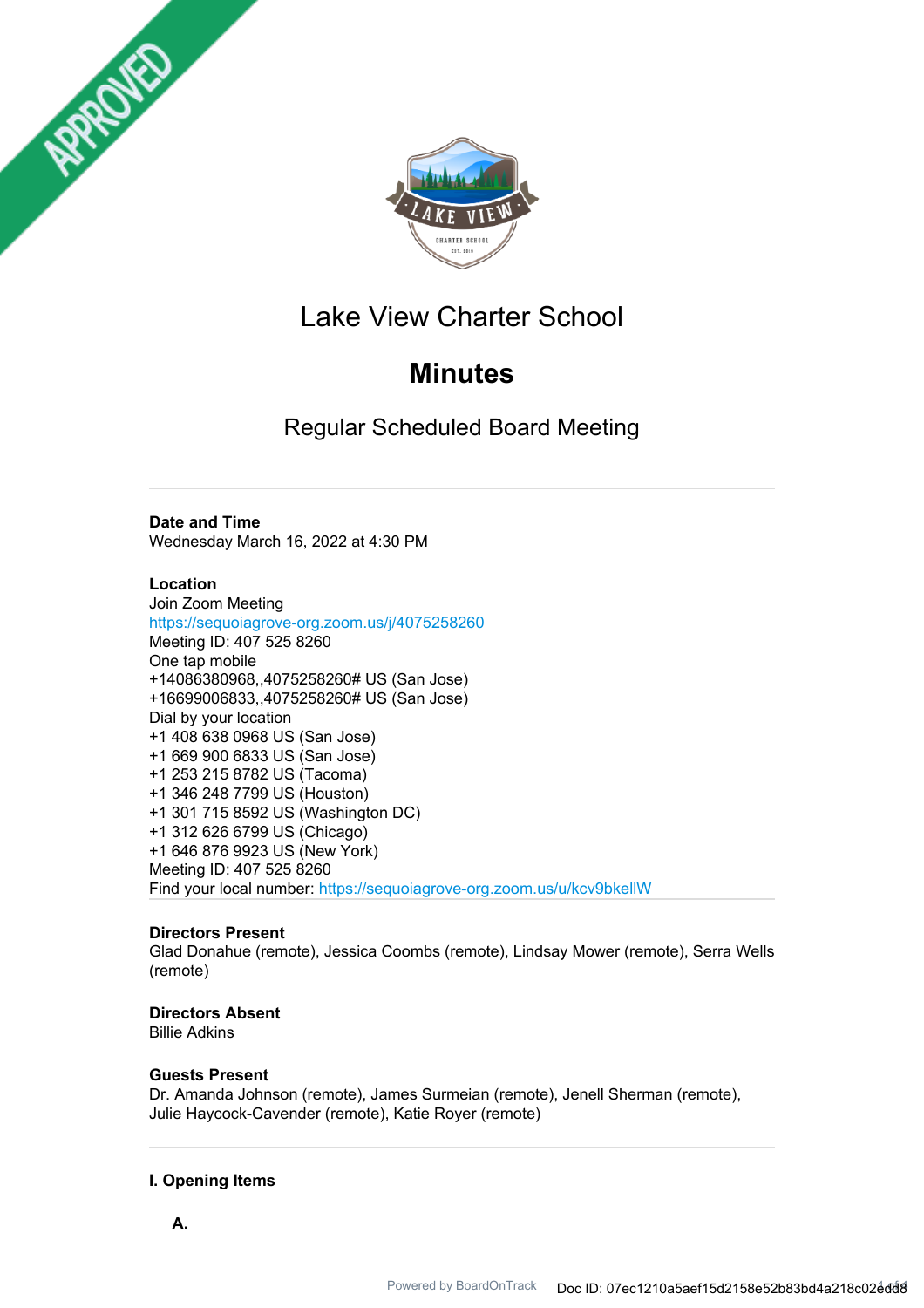APPROVED

# Lake View Charter School

## Minutes

### Regular Scheduled Board Meeting

**Date and Time**
Wednesday March 16, 2022 at 4:30 PM

**Location**
Join Zoom Meeting
https://sequoiagrove-org.zoom.us/j/4075258260
Meeting ID: 407 525 8260
One tap mobile
+14086380968,,4075258260# US (San Jose)
+16699006833,,4075258260# US (San Jose)
Dial by your location
+1 408 638 0968 US (San Jose)
+1 669 900 6833 US (San Jose)
+1 253 215 8782 US (Tacoma)
+1 346 248 7799 US (Houston)
+1 301 715 8592 US (Washington DC)
+1 312 626 6799 US (Chicago)
+1 646 876 9923 US (New York)
Meeting ID: 407 525 8260
Find your local number: https://sequoiagrove-org.zoom.us/u/kcv9bkellW

**Directors Present**
Glad Donahue (remote), Jessica Coombs (remote), Lindsay Mower (remote), Serra Wells (remote)

**Directors Absent**
Billie Adkins

**Guests Present**
Dr. Amanda Johnson (remote), James Surmeian (remote), Jenell Sherman (remote), Julie Haycock-Cavender (remote), Katie Royer (remote)

**I. Opening Items**

**A.**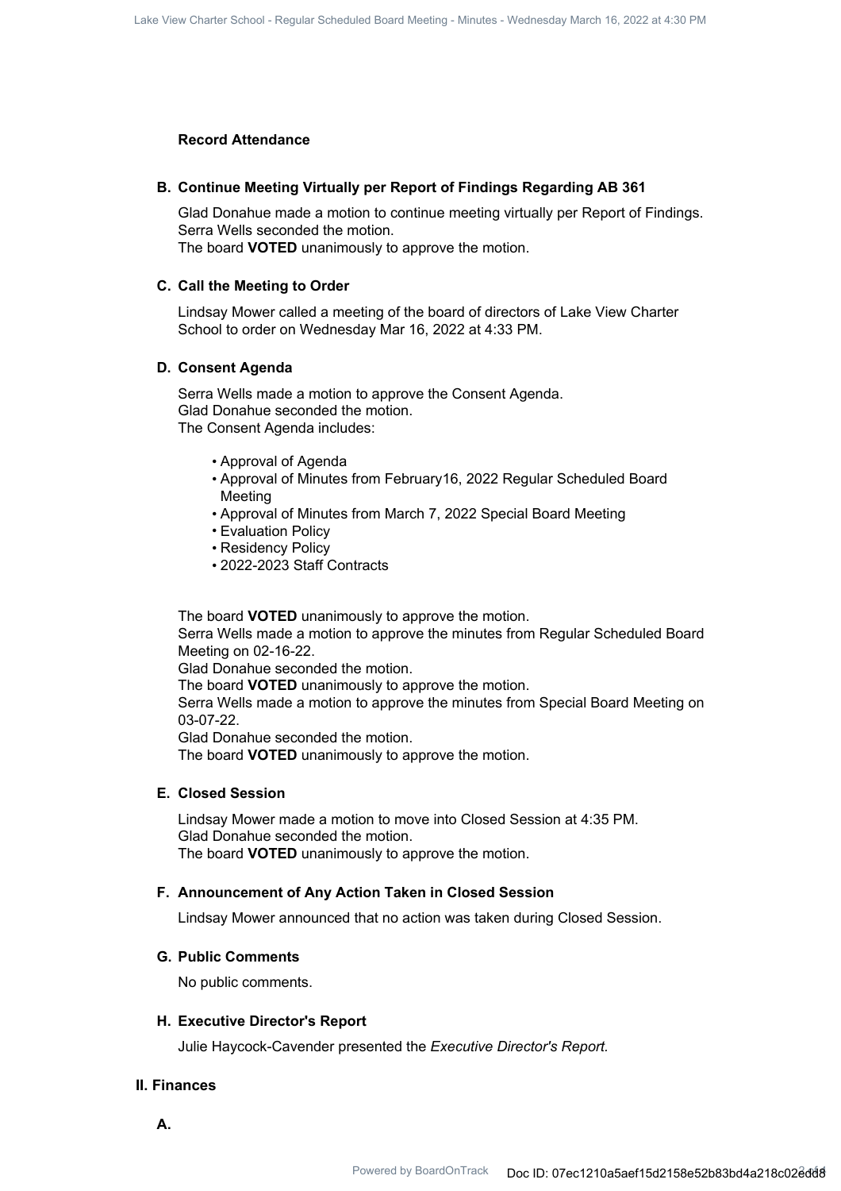**Record Attendance**

**B. Continue Meeting Virtually per Report of Findings Regarding AB 361**

Glad Donahue made a motion to continue meeting virtually per Report of Findings.
Serra Wells seconded the motion.
The board **VOTED** unanimously to approve the motion.

**C. Call the Meeting to Order**

Lindsay Mower called a meeting of the board of directors of Lake View Charter School to order on Wednesday Mar 16, 2022 at 4:33 PM.

**D. Consent Agenda**

Serra Wells made a motion to approve the Consent Agenda.
Glad Donahue seconded the motion.
The Consent Agenda includes:

- Approval of Agenda
- Approval of Minutes from February16, 2022 Regular Scheduled Board Meeting
- Approval of Minutes from March 7, 2022 Special Board Meeting
- Evaluation Policy
- Residency Policy
- 2022-2023 Staff Contracts

The board **VOTED** unanimously to approve the motion.
Serra Wells made a motion to approve the minutes from Regular Scheduled Board Meeting on 02-16-22.
Glad Donahue seconded the motion.
The board **VOTED** unanimously to approve the motion.
Serra Wells made a motion to approve the minutes from Special Board Meeting on 03-07-22.
Glad Donahue seconded the motion.
The board **VOTED** unanimously to approve the motion.

**E. Closed Session**

Lindsay Mower made a motion to move into Closed Session at 4:35 PM.
Glad Donahue seconded the motion.
The board **VOTED** unanimously to approve the motion.

**F. Announcement of Any Action Taken in Closed Session**

Lindsay Mower announced that no action was taken during Closed Session.

**G. Public Comments**

No public comments.

**H. Executive Director's Report**

Julie Haycock-Cavender presented the *Executive Director's Report.*

**II. Finances**

**A.**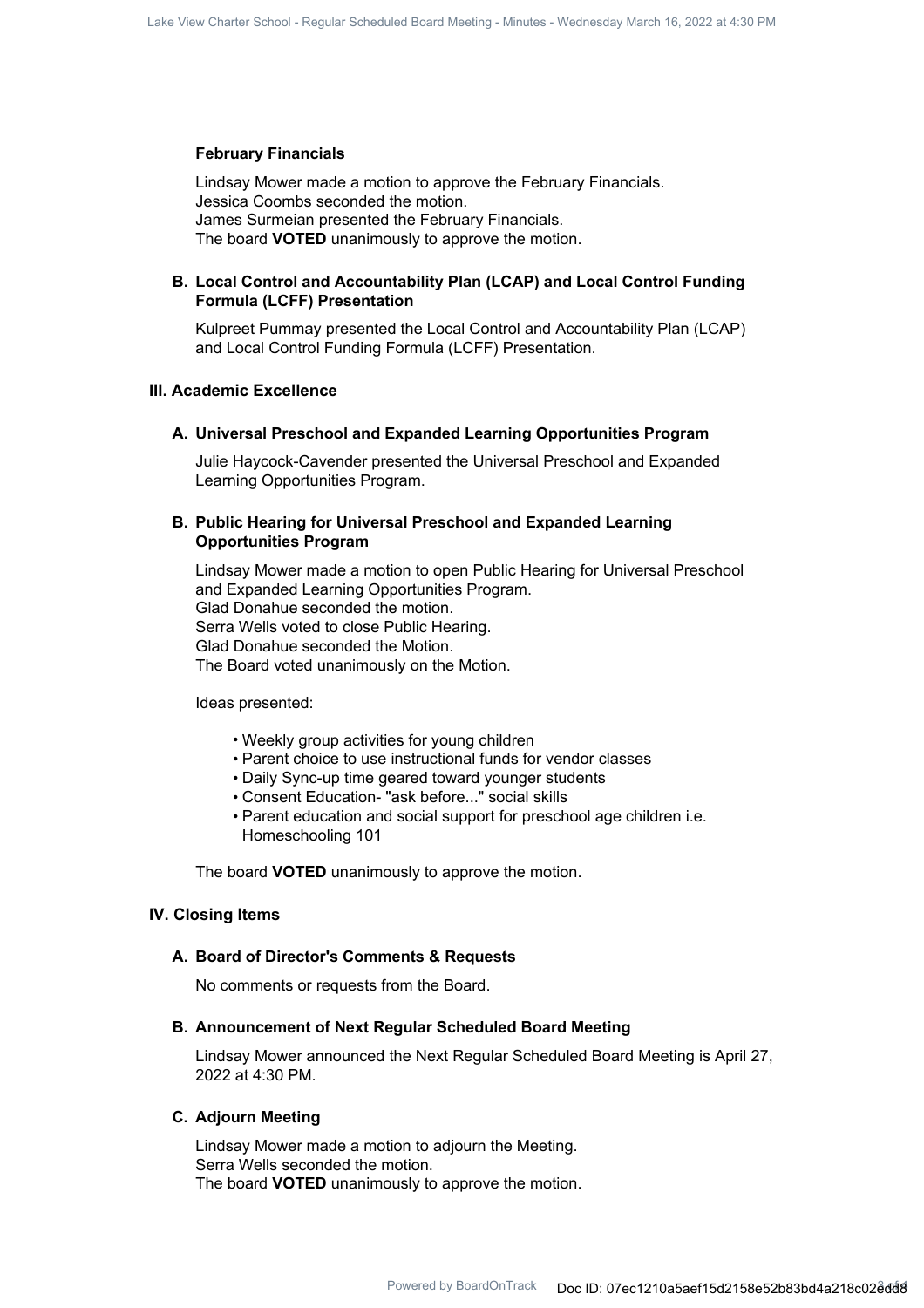### February Financials

Lindsay Mower made a motion to approve the February Financials.
Jessica Coombs seconded the motion.
James Surmeian presented the February Financials.
The board **VOTED** unanimously to approve the motion.

### B. Local Control and Accountability Plan (LCAP) and Local Control Funding Formula (LCFF) Presentation

Kulpreet Pummay presented the Local Control and Accountability Plan (LCAP) and Local Control Funding Formula (LCFF) Presentation.

## III. Academic Excellence

### A. Universal Preschool and Expanded Learning Opportunities Program

Julie Haycock-Cavender presented the Universal Preschool and Expanded Learning Opportunities Program.

### B. Public Hearing for Universal Preschool and Expanded Learning Opportunities Program

Lindsay Mower made a motion to open Public Hearing for Universal Preschool and Expanded Learning Opportunities Program.
Glad Donahue seconded the motion.
Serra Wells voted to close Public Hearing.
Glad Donahue seconded the Motion.
The Board voted unanimously on the Motion.

Ideas presented:

- Weekly group activities for young children
- Parent choice to use instructional funds for vendor classes
- Daily Sync-up time geared toward younger students
- Consent Education- "ask before..." social skills
- Parent education and social support for preschool age children i.e. Homeschooling 101

The board **VOTED** unanimously to approve the motion.

## IV. Closing Items

### A. Board of Director's Comments & Requests

No comments or requests from the Board.

### B. Announcement of Next Regular Scheduled Board Meeting

Lindsay Mower announced the Next Regular Scheduled Board Meeting is April 27, 2022 at 4:30 PM.

### C. Adjourn Meeting

Lindsay Mower made a motion to adjourn the Meeting.
Serra Wells seconded the motion.
The board **VOTED** unanimously to approve the motion.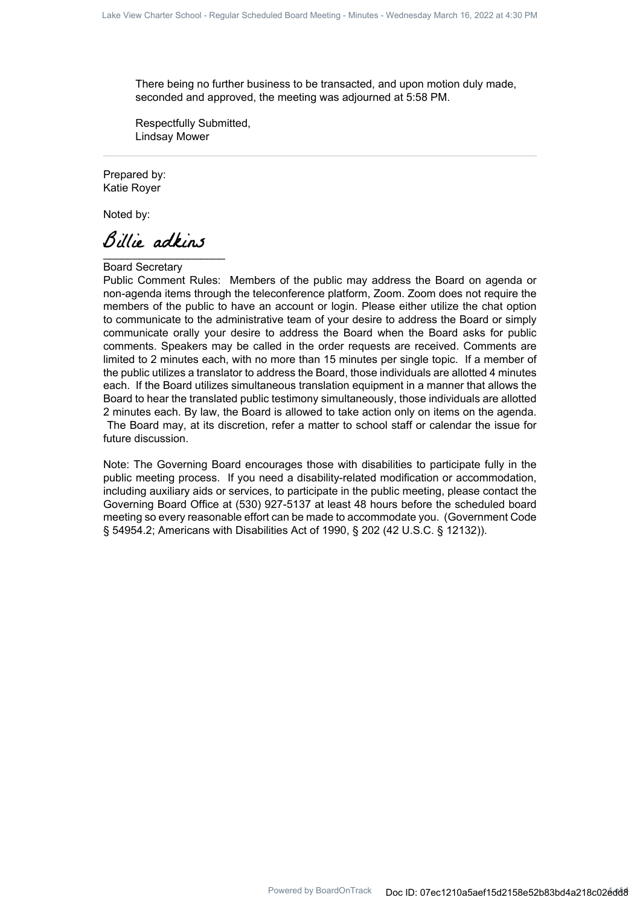There being no further business to be transacted, and upon motion duly made, seconded and approved, the meeting was adjourned at 5:58 PM.

Respectfully Submitted,
Lindsay Mower

---

Prepared by:
Katie Royer

Noted by:

Billie adkins
____________________
Board Secretary

Public Comment Rules: Members of the public may address the Board on agenda or non-agenda items through the teleconference platform, Zoom. Zoom does not require the members of the public to have an account or login. Please either utilize the chat option to communicate to the administrative team of your desire to address the Board or simply communicate orally your desire to address the Board when the Board asks for public comments. Speakers may be called in the order requests are received. Comments are limited to 2 minutes each, with no more than 15 minutes per single topic. If a member of the public utilizes a translator to address the Board, those individuals are allotted 4 minutes each. If the Board utilizes simultaneous translation equipment in a manner that allows the Board to hear the translated public testimony simultaneously, those individuals are allotted 2 minutes each. By law, the Board is allowed to take action only on items on the agenda. The Board may, at its discretion, refer a matter to school staff or calendar the issue for future discussion.

Note: The Governing Board encourages those with disabilities to participate fully in the public meeting process. If you need a disability-related modification or accommodation, including auxiliary aids or services, to participate in the public meeting, please contact the Governing Board Office at (530) 927-5137 at least 48 hours before the scheduled board meeting so every reasonable effort can be made to accommodate you. (Government Code § 54954.2; Americans with Disabilities Act of 1990, § 202 (42 U.S.C. § 12132)).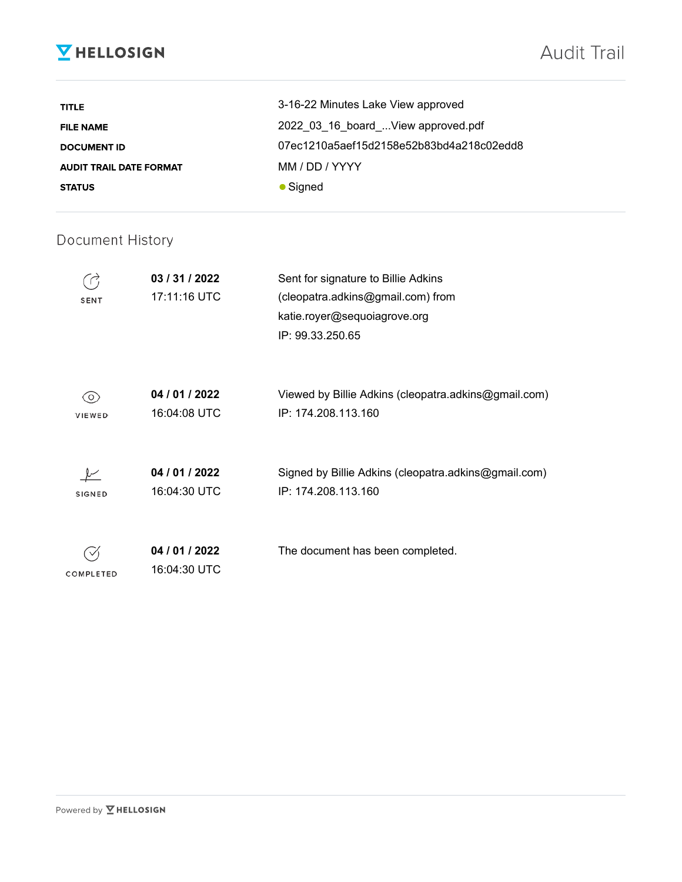HELLOSIGN

# Audit Trail

| | |
|---|---|
| **TITLE** | 3-16-22 Minutes Lake View approved |
| **FILE NAME** | 2022_03_16_board_...View approved.pdf |
| **DOCUMENT ID** | 07ec1210a5aef15d2158e52b83bd4a218c02edd8 |
| **AUDIT TRAIL DATE FORMAT** | MM / DD / YYYY |
| **STATUS** | ● Signed |

## Document History

| | | |
|---|---|---|
| SENT | **03 / 31 / 2022** 17:11:16 UTC | Sent for signature to Billie Adkins (cleopatra.adkins@gmail.com) from katie.royer@sequoiagrove.org IP: 99.33.250.65 |
| VIEWED | **04 / 01 / 2022** 16:04:08 UTC | Viewed by Billie Adkins (cleopatra.adkins@gmail.com) IP: 174.208.113.160 |
| SIGNED | **04 / 01 / 2022** 16:04:30 UTC | Signed by Billie Adkins (cleopatra.adkins@gmail.com) IP: 174.208.113.160 |
| COMPLETED | **04 / 01 / 2022** 16:04:30 UTC | The document has been completed. |

Powered by HELLOSIGN